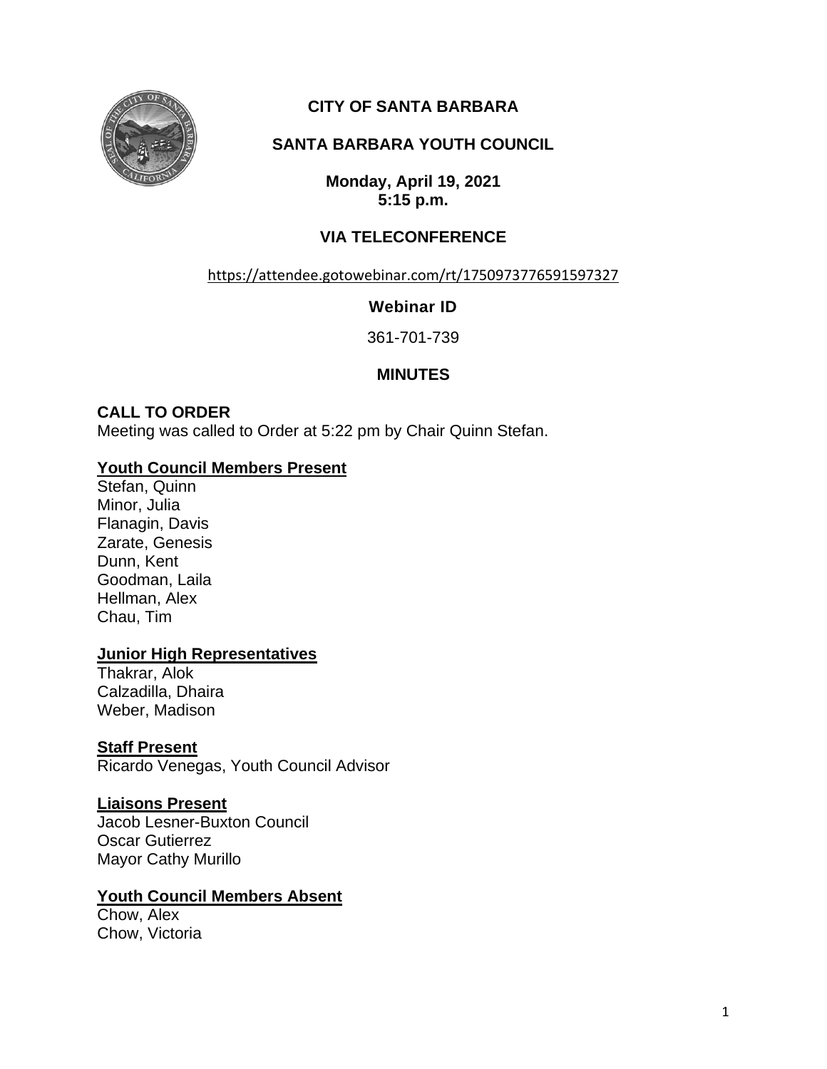# CITY OF SANTA BARBARA

## SANTA BARBARA YOUTH COUNCIL

**Monday, April 19, 2021**
**5:15 p.m.**

## VIA TELECONFERENCE

https://attendee.gotowebinar.com/rt/1750973776591597327

**Webinar ID**

361-701-739

## MINUTES

### CALL TO ORDER

Meeting was called to Order at 5:22 pm by Chair Quinn Stefan.

**Youth Council Members Present**

Stefan, Quinn
Minor, Julia
Flanagin, Davis
Zarate, Genesis
Dunn, Kent
Goodman, Laila
Hellman, Alex
Chau, Tim

**Junior High Representatives**

Thakrar, Alok
Calzadilla, Dhaira
Weber, Madison

**Staff Present**

Ricardo Venegas, Youth Council Advisor

**Liaisons Present**

Jacob Lesner-Buxton Council
Oscar Gutierrez
Mayor Cathy Murillo

**Youth Council Members Absent**

Chow, Alex
Chow, Victoria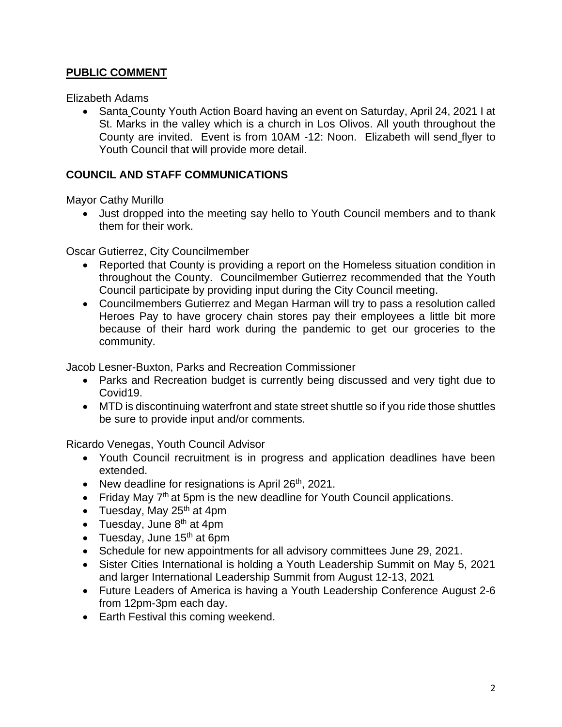## PUBLIC COMMENT

Elizabeth Adams

- Santa County Youth Action Board having an event on Saturday, April 24, 2021 I at St. Marks in the valley which is a church in Los Olivos. All youth throughout the County are invited. Event is from 10AM -12: Noon. Elizabeth will send flyer to Youth Council that will provide more detail.

## COUNCIL AND STAFF COMMUNICATIONS

Mayor Cathy Murillo

- Just dropped into the meeting say hello to Youth Council members and to thank them for their work.

Oscar Gutierrez, City Councilmember

- Reported that County is providing a report on the Homeless situation condition in throughout the County. Councilmember Gutierrez recommended that the Youth Council participate by providing input during the City Council meeting.
- Councilmembers Gutierrez and Megan Harman will try to pass a resolution called Heroes Pay to have grocery chain stores pay their employees a little bit more because of their hard work during the pandemic to get our groceries to the community.

Jacob Lesner-Buxton, Parks and Recreation Commissioner

- Parks and Recreation budget is currently being discussed and very tight due to Covid19.
- MTD is discontinuing waterfront and state street shuttle so if you ride those shuttles be sure to provide input and/or comments.

Ricardo Venegas, Youth Council Advisor

- Youth Council recruitment is in progress and application deadlines have been extended.
- New deadline for resignations is April 26th, 2021.
- Friday May 7th at 5pm is the new deadline for Youth Council applications.
- Tuesday, May 25th at 4pm
- Tuesday, June 8th at 4pm
- Tuesday, June 15th at 6pm
- Schedule for new appointments for all advisory committees June 29, 2021.
- Sister Cities International is holding a Youth Leadership Summit on May 5, 2021 and larger International Leadership Summit from August 12-13, 2021
- Future Leaders of America is having a Youth Leadership Conference August 2-6 from 12pm-3pm each day.
- Earth Festival this coming weekend.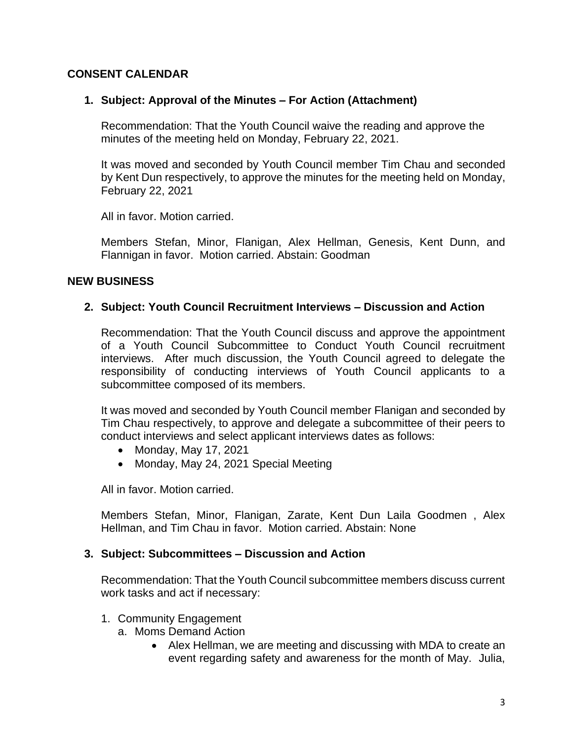## CONSENT CALENDAR

### 1. Subject: Approval of the Minutes – For Action (Attachment)

Recommendation: That the Youth Council waive the reading and approve the minutes of the meeting held on Monday, February 22, 2021.

It was moved and seconded by Youth Council member Tim Chau and seconded by Kent Dun respectively, to approve the minutes for the meeting held on Monday, February 22, 2021

All in favor. Motion carried.

Members Stefan, Minor, Flanigan, Alex Hellman, Genesis, Kent Dunn, and Flannigan in favor. Motion carried. Abstain: Goodman

## NEW BUSINESS

### 2. Subject: Youth Council Recruitment Interviews – Discussion and Action

Recommendation: That the Youth Council discuss and approve the appointment of a Youth Council Subcommittee to Conduct Youth Council recruitment interviews. After much discussion, the Youth Council agreed to delegate the responsibility of conducting interviews of Youth Council applicants to a subcommittee composed of its members.

It was moved and seconded by Youth Council member Flanigan and seconded by Tim Chau respectively, to approve and delegate a subcommittee of their peers to conduct interviews and select applicant interviews dates as follows:

- Monday, May 17, 2021
- Monday, May 24, 2021 Special Meeting

All in favor. Motion carried.

Members Stefan, Minor, Flanigan, Zarate, Kent Dun Laila Goodmen , Alex Hellman, and Tim Chau in favor. Motion carried. Abstain: None

### 3. Subject: Subcommittees – Discussion and Action

Recommendation: That the Youth Council subcommittee members discuss current work tasks and act if necessary:

1. Community Engagement
   a. Moms Demand Action
      - Alex Hellman, we are meeting and discussing with MDA to create an event regarding safety and awareness for the month of May. Julia,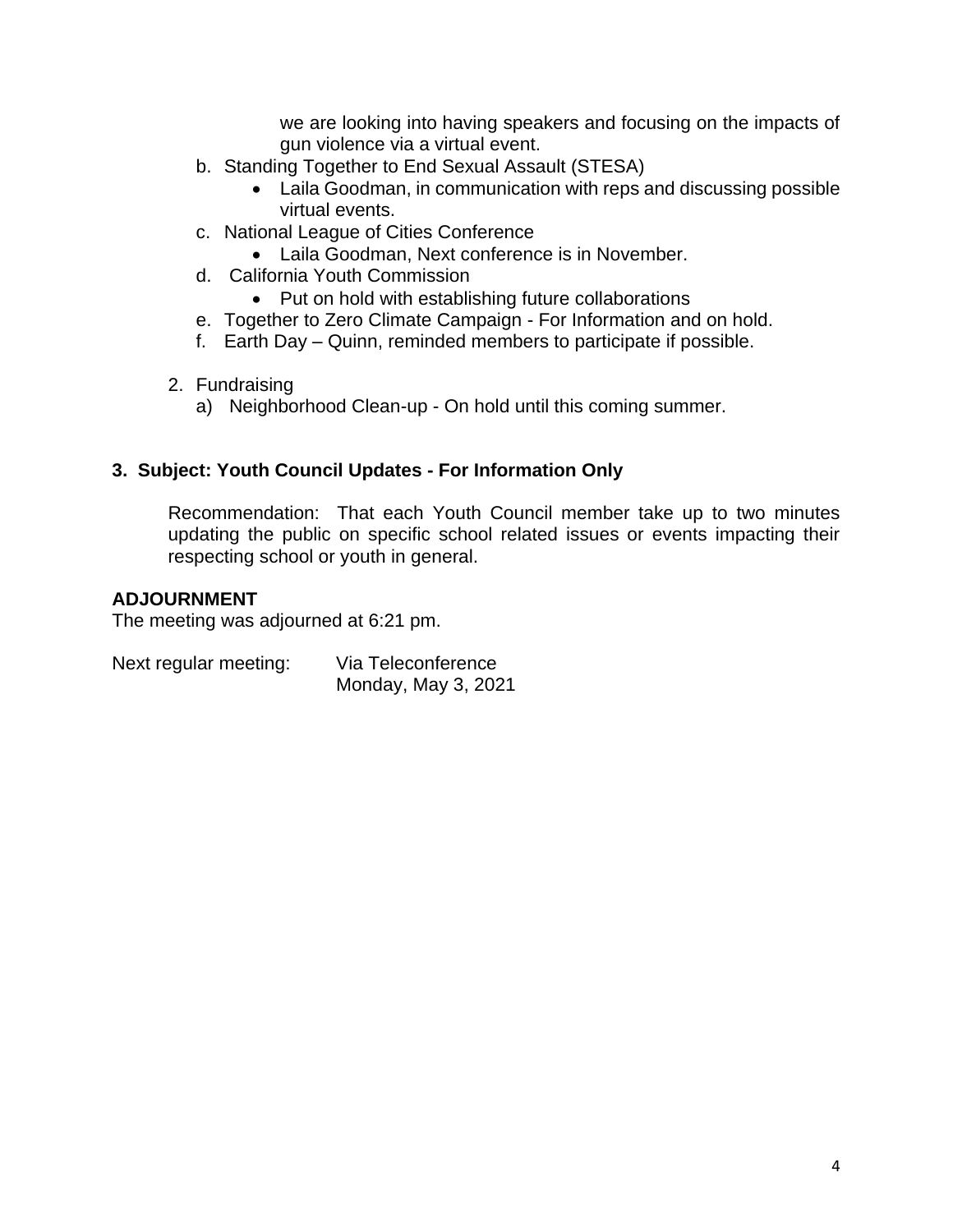we are looking into having speakers and focusing on the impacts of gun violence via a virtual event.

b. Standing Together to End Sexual Assault (STESA)
   - Laila Goodman, in communication with reps and discussing possible virtual events.

c. National League of Cities Conference
   - Laila Goodman, Next conference is in November.

d. California Youth Commission
   - Put on hold with establishing future collaborations

e. Together to Zero Climate Campaign - For Information and on hold.

f. Earth Day – Quinn, reminded members to participate if possible.

2. Fundraising
   a) Neighborhood Clean-up - On hold until this coming summer.

**3. Subject: Youth Council Updates - For Information Only**

Recommendation: That each Youth Council member take up to two minutes updating the public on specific school related issues or events impacting their respecting school or youth in general.

**ADJOURNMENT**

The meeting was adjourned at 6:21 pm.

Next regular meeting: Via Teleconference
Monday, May 3, 2021